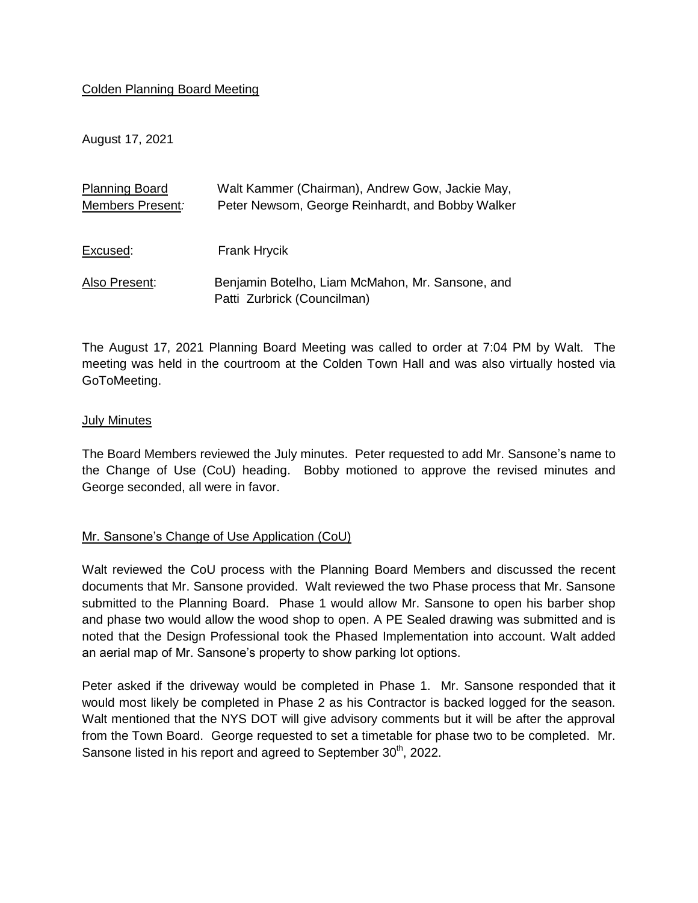Colden Planning Board Meeting

August 17, 2021

| | |
|---|---|
| Planning Board Members Present: | Walt Kammer (Chairman), Andrew Gow, Jackie May, Peter Newsom, George Reinhardt, and Bobby Walker |
| Excused: | Frank Hrycik |
| Also Present: | Benjamin Botelho, Liam McMahon, Mr. Sansone, and Patti Zurbrick (Councilman) |

The August 17, 2021 Planning Board Meeting was called to order at 7:04 PM by Walt. The meeting was held in the courtroom at the Colden Town Hall and was also virtually hosted via GoToMeeting.

## July Minutes

The Board Members reviewed the July minutes. Peter requested to add Mr. Sansone's name to the Change of Use (CoU) heading. Bobby motioned to approve the revised minutes and George seconded, all were in favor.

## Mr. Sansone's Change of Use Application (CoU)

Walt reviewed the CoU process with the Planning Board Members and discussed the recent documents that Mr. Sansone provided. Walt reviewed the two Phase process that Mr. Sansone submitted to the Planning Board. Phase 1 would allow Mr. Sansone to open his barber shop and phase two would allow the wood shop to open. A PE Sealed drawing was submitted and is noted that the Design Professional took the Phased Implementation into account. Walt added an aerial map of Mr. Sansone's property to show parking lot options.

Peter asked if the driveway would be completed in Phase 1. Mr. Sansone responded that it would most likely be completed in Phase 2 as his Contractor is backed logged for the season. Walt mentioned that the NYS DOT will give advisory comments but it will be after the approval from the Town Board. George requested to set a timetable for phase two to be completed. Mr. Sansone listed in his report and agreed to September 30th, 2022.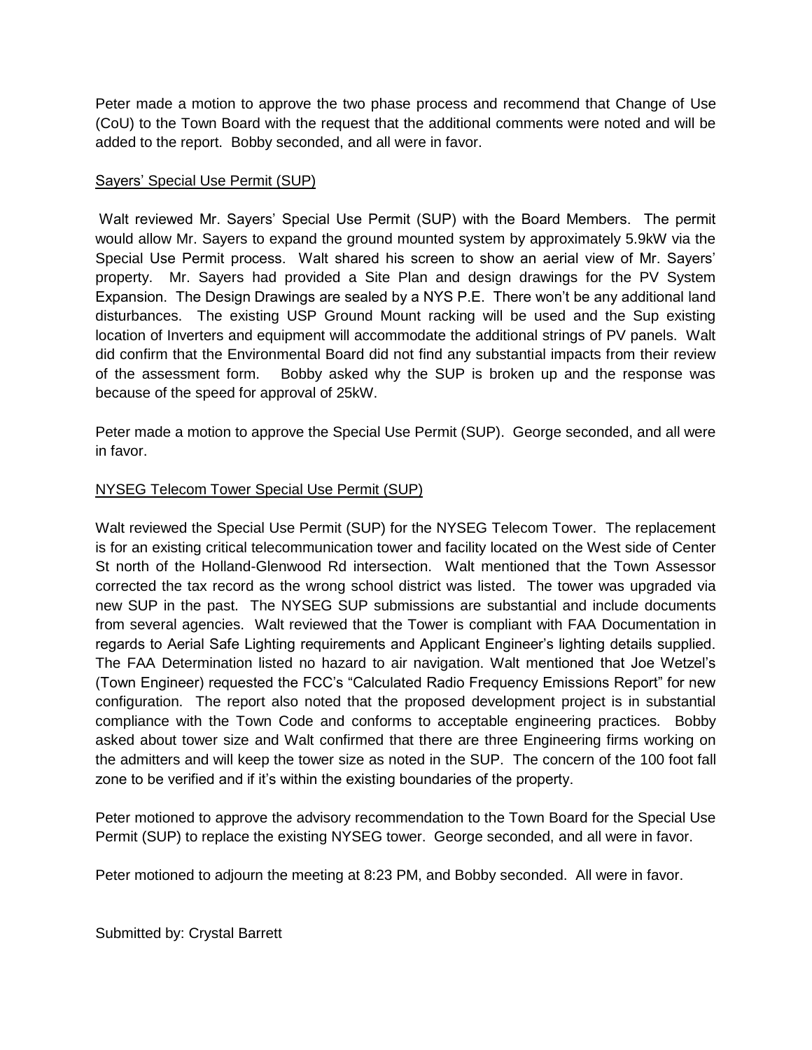Peter made a motion to approve the two phase process and recommend that Change of Use (CoU) to the Town Board with the request that the additional comments were noted and will be added to the report. Bobby seconded, and all were in favor.

<u>Sayers' Special Use Permit (SUP)</u>

Walt reviewed Mr. Sayers' Special Use Permit (SUP) with the Board Members. The permit would allow Mr. Sayers to expand the ground mounted system by approximately 5.9kW via the Special Use Permit process. Walt shared his screen to show an aerial view of Mr. Sayers' property. Mr. Sayers had provided a Site Plan and design drawings for the PV System Expansion. The Design Drawings are sealed by a NYS P.E. There won't be any additional land disturbances. The existing USP Ground Mount racking will be used and the Sup existing location of Inverters and equipment will accommodate the additional strings of PV panels. Walt did confirm that the Environmental Board did not find any substantial impacts from their review of the assessment form. Bobby asked why the SUP is broken up and the response was because of the speed for approval of 25kW.

Peter made a motion to approve the Special Use Permit (SUP). George seconded, and all were in favor.

<u>NYSEG Telecom Tower Special Use Permit (SUP)</u>

Walt reviewed the Special Use Permit (SUP) for the NYSEG Telecom Tower. The replacement is for an existing critical telecommunication tower and facility located on the West side of Center St north of the Holland-Glenwood Rd intersection. Walt mentioned that the Town Assessor corrected the tax record as the wrong school district was listed. The tower was upgraded via new SUP in the past. The NYSEG SUP submissions are substantial and include documents from several agencies. Walt reviewed that the Tower is compliant with FAA Documentation in regards to Aerial Safe Lighting requirements and Applicant Engineer's lighting details supplied. The FAA Determination listed no hazard to air navigation. Walt mentioned that Joe Wetzel's (Town Engineer) requested the FCC's "Calculated Radio Frequency Emissions Report" for new configuration. The report also noted that the proposed development project is in substantial compliance with the Town Code and conforms to acceptable engineering practices. Bobby asked about tower size and Walt confirmed that there are three Engineering firms working on the admitters and will keep the tower size as noted in the SUP. The concern of the 100 foot fall zone to be verified and if it's within the existing boundaries of the property.

Peter motioned to approve the advisory recommendation to the Town Board for the Special Use Permit (SUP) to replace the existing NYSEG tower. George seconded, and all were in favor.

Peter motioned to adjourn the meeting at 8:23 PM, and Bobby seconded. All were in favor.

Submitted by: Crystal Barrett